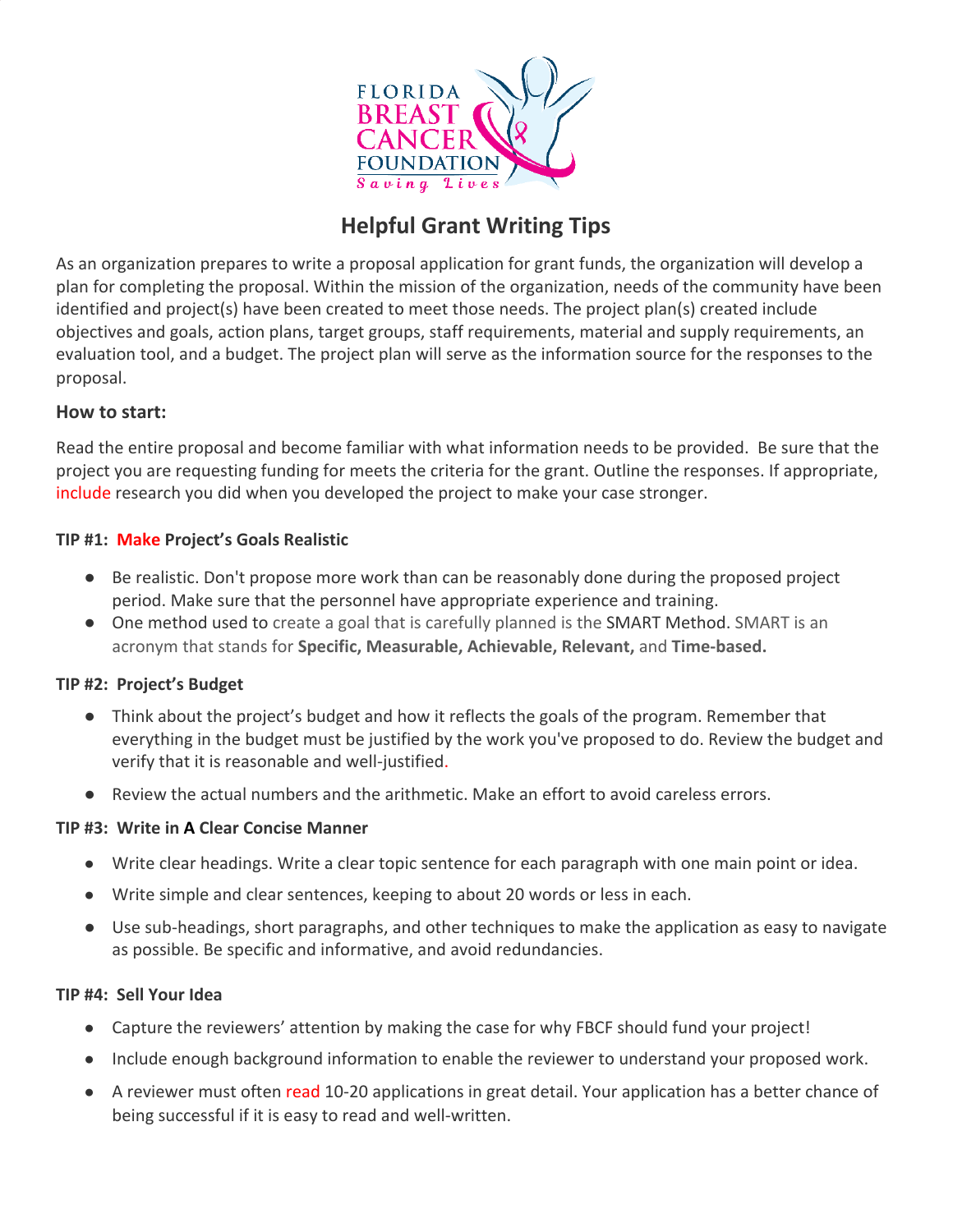# Helpful Grant Writing Tips

As an organization prepares to write a proposal application for grant funds, the organization will develop a plan for completing the proposal. Within the mission of the organization, needs of the community have been identified and project(s) have been created to meet those needs. The project plan(s) created include objectives and goals, action plans, target groups, staff requirements, material and supply requirements, an evaluation tool, and a budget. The project plan will serve as the information source for the responses to the proposal.

### How to start:

Read the entire proposal and become familiar with what information needs to be provided. Be sure that the project you are requesting funding for meets the criteria for the grant. Outline the responses. If appropriate, include research you did when you developed the project to make your case stronger.

**TIP #1: Make Project's Goals Realistic**

- Be realistic. Don't propose more work than can be reasonably done during the proposed project period. Make sure that the personnel have appropriate experience and training.
- One method used to create a goal that is carefully planned is the SMART Method. SMART is an acronym that stands for **Specific, Measurable, Achievable, Relevant,** and **Time-based.**

**TIP #2: Project's Budget**

- Think about the project's budget and how it reflects the goals of the program. Remember that everything in the budget must be justified by the work you've proposed to do. Review the budget and verify that it is reasonable and well-justified.
- Review the actual numbers and the arithmetic. Make an effort to avoid careless errors.

**TIP #3: Write in A Clear Concise Manner**

- Write clear headings. Write a clear topic sentence for each paragraph with one main point or idea.
- Write simple and clear sentences, keeping to about 20 words or less in each.
- Use sub-headings, short paragraphs, and other techniques to make the application as easy to navigate as possible. Be specific and informative, and avoid redundancies.

**TIP #4: Sell Your Idea**

- Capture the reviewers' attention by making the case for why FBCF should fund your project!
- Include enough background information to enable the reviewer to understand your proposed work.
- A reviewer must often read 10-20 applications in great detail. Your application has a better chance of being successful if it is easy to read and well-written.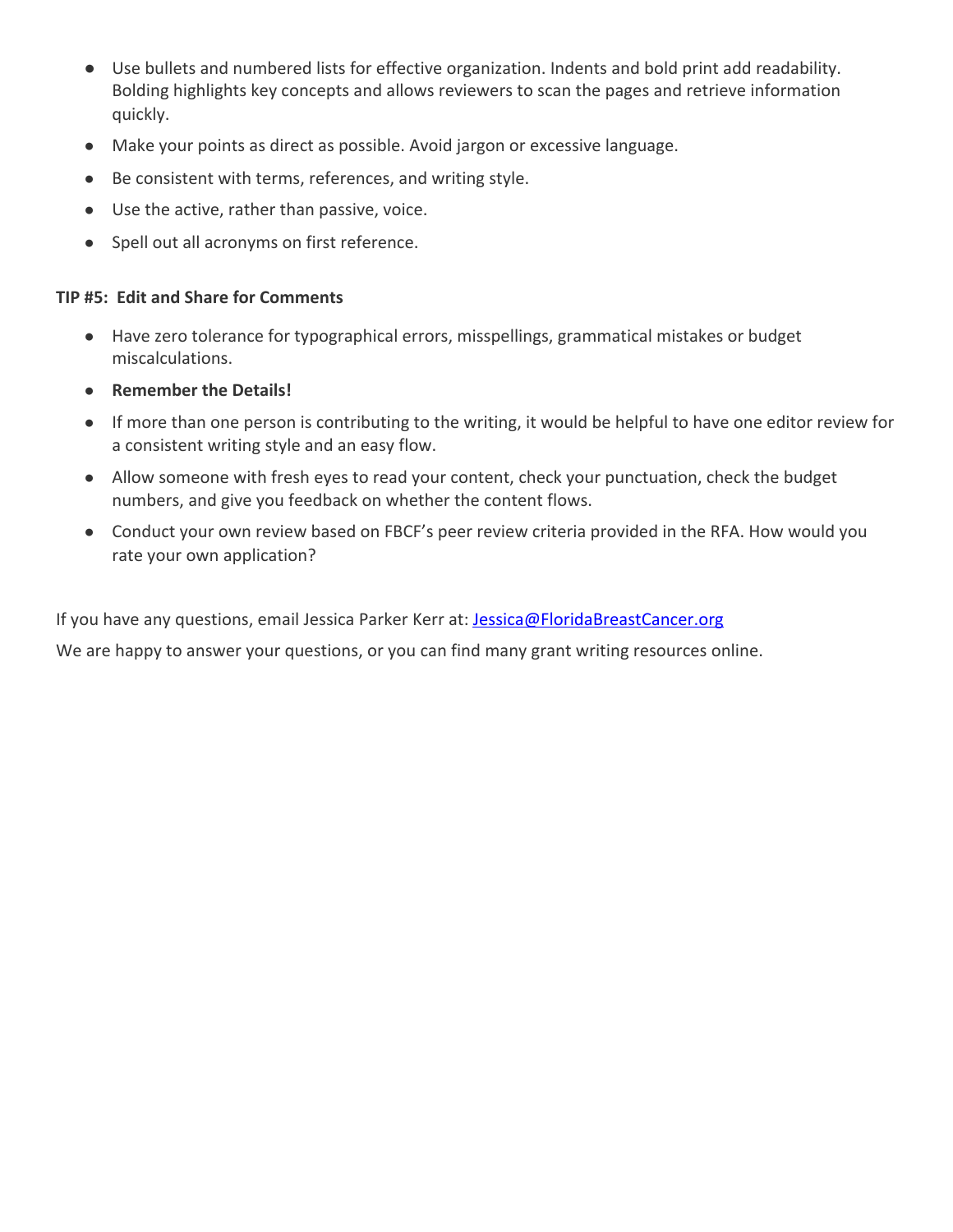- Use bullets and numbered lists for effective organization. Indents and bold print add readability. Bolding highlights key concepts and allows reviewers to scan the pages and retrieve information quickly.
- Make your points as direct as possible. Avoid jargon or excessive language.
- Be consistent with terms, references, and writing style.
- Use the active, rather than passive, voice.
- Spell out all acronyms on first reference.

**TIP #5: Edit and Share for Comments**

- Have zero tolerance for typographical errors, misspellings, grammatical mistakes or budget miscalculations.
- **Remember the Details!**
- If more than one person is contributing to the writing, it would be helpful to have one editor review for a consistent writing style and an easy flow.
- Allow someone with fresh eyes to read your content, check your punctuation, check the budget numbers, and give you feedback on whether the content flows.
- Conduct your own review based on FBCF's peer review criteria provided in the RFA. How would you rate your own application?

If you have any questions, email Jessica Parker Kerr at: Jessica@FloridaBreastCancer.org

We are happy to answer your questions, or you can find many grant writing resources online.